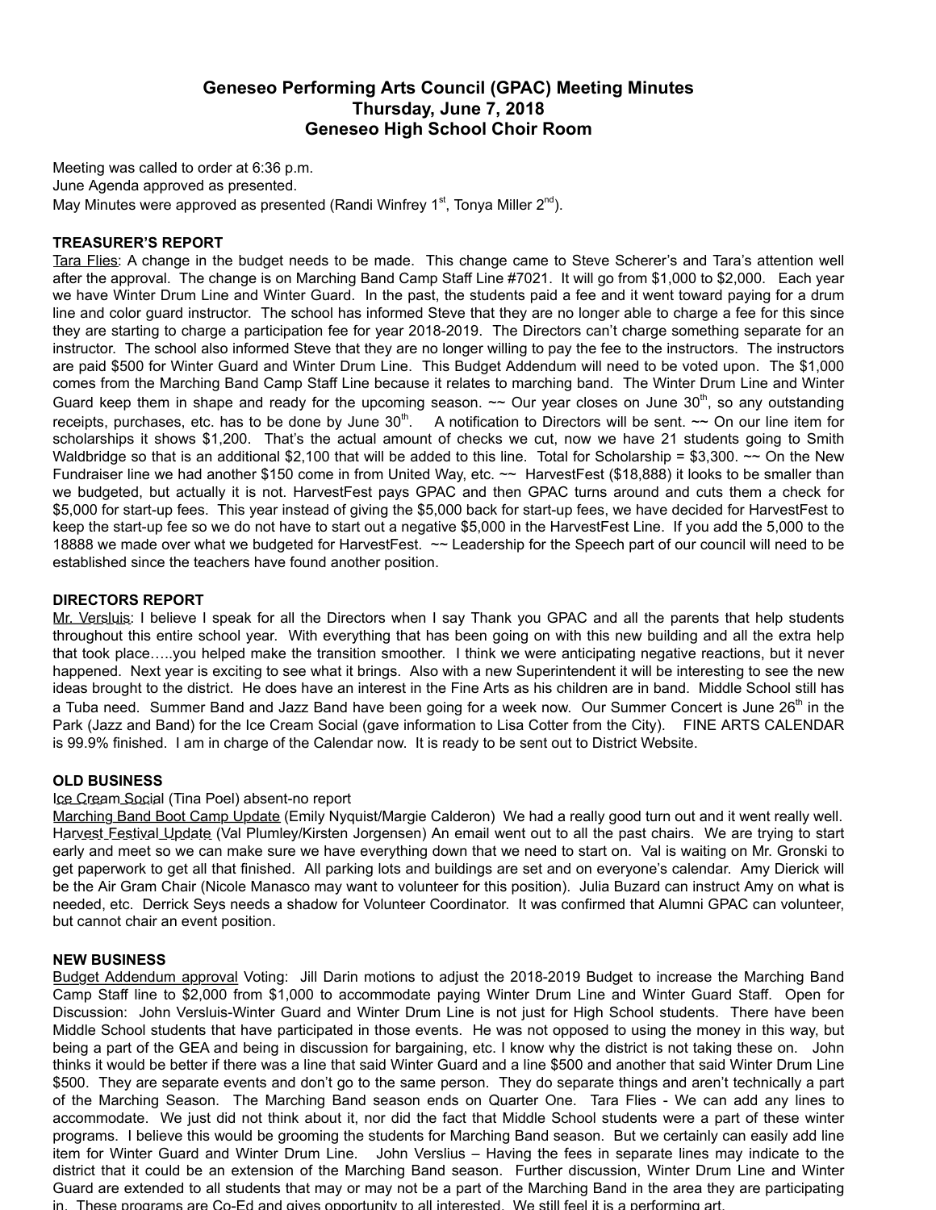# Geneseo Performing Arts Council (GPAC) Meeting Minutes
## Thursday, June 7, 2018
## Geneseo High School Choir Room

Meeting was called to order at 6:36 p.m.
June Agenda approved as presented.
May Minutes were approved as presented (Randi Winfrey 1st, Tonya Miller 2nd).

**TREASURER'S REPORT**

Tara Flies: A change in the budget needs to be made. This change came to Steve Scherer's and Tara's attention well after the approval. The change is on Marching Band Camp Staff Line #7021. It will go from $1,000 to $2,000. Each year we have Winter Drum Line and Winter Guard. In the past, the students paid a fee and it went toward paying for a drum line and color guard instructor. The school has informed Steve that they are no longer able to charge a fee for this since they are starting to charge a participation fee for year 2018-2019. The Directors can't charge something separate for an instructor. The school also informed Steve that they are no longer willing to pay the fee to the instructors. The instructors are paid $500 for Winter Guard and Winter Drum Line. This Budget Addendum will need to be voted upon. The $1,000 comes from the Marching Band Camp Staff Line because it relates to marching band. The Winter Drum Line and Winter Guard keep them in shape and ready for the upcoming season. ~~ Our year closes on June 30th, so any outstanding receipts, purchases, etc. has to be done by June 30th. A notification to Directors will be sent. ~~ On our line item for scholarships it shows $1,200. That's the actual amount of checks we cut, now we have 21 students going to Smith Waldbridge so that is an additional $2,100 that will be added to this line. Total for Scholarship = $3,300. ~~ On the New Fundraiser line we had another $150 come in from United Way, etc. ~~ HarvestFest ($18,888) it looks to be smaller than we budgeted, but actually it is not. HarvestFest pays GPAC and then GPAC turns around and cuts them a check for $5,000 for start-up fees. This year instead of giving the $5,000 back for start-up fees, we have decided for HarvestFest to keep the start-up fee so we do not have to start out a negative $5,000 in the HarvestFest Line. If you add the 5,000 to the 18888 we made over what we budgeted for HarvestFest. ~~ Leadership for the Speech part of our council will need to be established since the teachers have found another position.

**DIRECTORS REPORT**

Mr. Versluis: I believe I speak for all the Directors when I say Thank you GPAC and all the parents that help students throughout this entire school year. With everything that has been going on with this new building and all the extra help that took place…..you helped make the transition smoother. I think we were anticipating negative reactions, but it never happened. Next year is exciting to see what it brings. Also with a new Superintendent it will be interesting to see the new ideas brought to the district. He does have an interest in the Fine Arts as his children are in band. Middle School still has a Tuba need. Summer Band and Jazz Band have been going for a week now. Our Summer Concert is June 26th in the Park (Jazz and Band) for the Ice Cream Social (gave information to Lisa Cotter from the City). FINE ARTS CALENDAR is 99.9% finished. I am in charge of the Calendar now. It is ready to be sent out to District Website.

**OLD BUSINESS**

Ice Cream Social (Tina Poel) absent-no report

Marching Band Boot Camp Update (Emily Nyquist/Margie Calderon) We had a really good turn out and it went really well.

Harvest Festival Update (Val Plumley/Kirsten Jorgensen) An email went out to all the past chairs. We are trying to start early and meet so we can make sure we have everything down that we need to start on. Val is waiting on Mr. Gronski to get paperwork to get all that finished. All parking lots and buildings are set and on everyone's calendar. Amy Dierick will be the Air Gram Chair (Nicole Manasco may want to volunteer for this position). Julia Buzard can instruct Amy on what is needed, etc. Derrick Seys needs a shadow for Volunteer Coordinator. It was confirmed that Alumni GPAC can volunteer, but cannot chair an event position.

**NEW BUSINESS**

Budget Addendum approval Voting: Jill Darin motions to adjust the 2018-2019 Budget to increase the Marching Band Camp Staff line to $2,000 from $1,000 to accommodate paying Winter Drum Line and Winter Guard Staff. Open for Discussion: John Versluis-Winter Guard and Winter Drum Line is not just for High School students. There have been Middle School students that have participated in those events. He was not opposed to using the money in this way, but being a part of the GEA and being in discussion for bargaining, etc. I know why the district is not taking these on. John thinks it would be better if there was a line that said Winter Guard and a line $500 and another that said Winter Drum Line $500. They are separate events and don't go to the same person. They do separate things and aren't technically a part of the Marching Season. The Marching Band season ends on Quarter One. Tara Flies - We can add any lines to accommodate. We just did not think about it, nor did the fact that Middle School students were a part of these winter programs. I believe this would be grooming the students for Marching Band season. But we certainly can easily add line item for Winter Guard and Winter Drum Line. John Verslius – Having the fees in separate lines may indicate to the district that it could be an extension of the Marching Band season. Further discussion, Winter Drum Line and Winter Guard are extended to all students that may or may not be a part of the Marching Band in the area they are participating in. These programs are Co-Ed and gives opportunity to all interested. We still feel it is a performing art.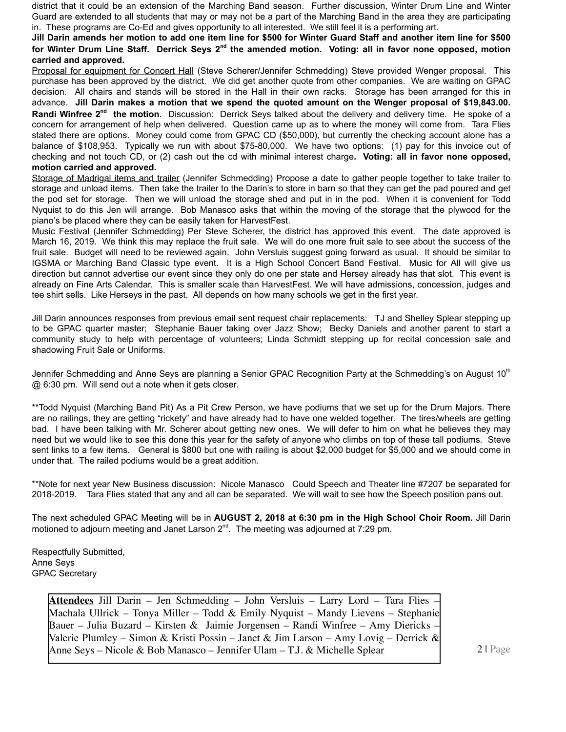district that it could be an extension of the Marching Band season. Further discussion, Winter Drum Line and Winter Guard are extended to all students that may or may not be a part of the Marching Band in the area they are participating in. These programs are Co-Ed and gives opportunity to all interested. We still feel it is a performing art.

**Jill Darin amends her motion to add one item line for $500 for Winter Guard Staff and another item line for $500 for Winter Drum Line Staff. Derrick Seys 2nd the amended motion. Voting: all in favor none opposed, motion carried and approved.**

Proposal for equipment for Concert Hall (Steve Scherer/Jennifer Schmedding) Steve provided Wenger proposal. This purchase has been approved by the district. We did get another quote from other companies. We are waiting on GPAC decision. All chairs and stands will be stored in the Hall in their own racks. Storage has been arranged for this in advance. **Jill Darin makes a motion that we spend the quoted amount on the Wenger proposal of $19,843.00. Randi Winfree 2nd the motion**. Discussion: Derrick Seys talked about the delivery and delivery time. He spoke of a concern for arrangement of help when delivered. Question came up as to where the money will come from. Tara Flies stated there are options. Money could come from GPAC CD ($50,000), but currently the checking account alone has a balance of $108,953. Typically we run with about $75-80,000. We have two options: (1) pay for this invoice out of checking and not touch CD, or (2) cash out the cd with minimal interest charge**. Voting: all in favor none opposed, motion carried and approved.**

Storage of Madrigal items and trailer (Jennifer Schmedding) Propose a date to gather people together to take trailer to storage and unload items. Then take the trailer to the Darin's to store in barn so that they can get the pad poured and get the pod set for storage. Then we will unload the storage shed and put in in the pod. When it is convenient for Todd Nyquist to do this Jen will arrange. Bob Manasco asks that within the moving of the storage that the plywood for the piano's be placed where they can be easily taken for HarvestFest.

Music Festival (Jennifer Schmedding) Per Steve Scherer, the district has approved this event. The date approved is March 16, 2019. We think this may replace the fruit sale. We will do one more fruit sale to see about the success of the fruit sale. Budget will need to be reviewed again. John Versluis suggest going forward as usual. It should be similar to IGSMA or Marching Band Classic type event. It is a High School Concert Band Festival. Music for All will give us direction but cannot advertise our event since they only do one per state and Hersey already has that slot. This event is already on Fine Arts Calendar. This is smaller scale than HarvestFest. We will have admissions, concession, judges and tee shirt sells. Like Herseys in the past. All depends on how many schools we get in the first year.

Jill Darin announces responses from previous email sent request chair replacements: TJ and Shelley Splear stepping up to be GPAC quarter master; Stephanie Bauer taking over Jazz Show; Becky Daniels and another parent to start a community study to help with percentage of volunteers; Linda Schmidt stepping up for recital concession sale and shadowing Fruit Sale or Uniforms.

Jennifer Schmedding and Anne Seys are planning a Senior GPAC Recognition Party at the Schmedding's on August 10th @ 6:30 pm. Will send out a note when it gets closer.

**Todd Nyquist (Marching Band Pit) As a Pit Crew Person, we have podiums that we set up for the Drum Majors. There are no railings, they are getting "rickety" and have already had to have one welded together. The tires/wheels are getting bad. I have been talking with Mr. Scherer about getting new ones. We will defer to him on what he believes they may need but we would like to see this done this year for the safety of anyone who climbs on top of these tall podiums. Steve sent links to a few items. General is $800 but one with railing is about $2,000 budget for $5,000 and we should come in under that. The railed podiums would be a great addition.

**Note for next year New Business discussion: Nicole Manasco Could Speech and Theater line #7207 be separated for 2018-2019. Tara Flies stated that any and all can be separated. We will wait to see how the Speech position pans out.

The next scheduled GPAC Meeting will be in **AUGUST 2, 2018 at 6:30 pm in the High School Choir Room.** Jill Darin motioned to adjourn meeting and Janet Larson 2nd. The meeting was adjourned at 7:29 pm.

Respectfully Submitted,
Anne Seys
GPAC Secretary

**Attendees** Jill Darin – Jen Schmedding – John Versluis – Larry Lord – Tara Flies – Machala Ullrick – Tonya Miller – Todd & Emily Nyquist – Mandy Lievens – Stephanie Bauer – Julia Buzard – Kirsten & Jaimie Jorgensen – Randi Winfree – Amy Diericks – Valerie Plumley – Simon & Kristi Possin – Janet & Jim Larson – Amy Lovig – Derrick & Anne Seys – Nicole & Bob Manasco – Jennifer Ulam – T.J. & Michelle Splear